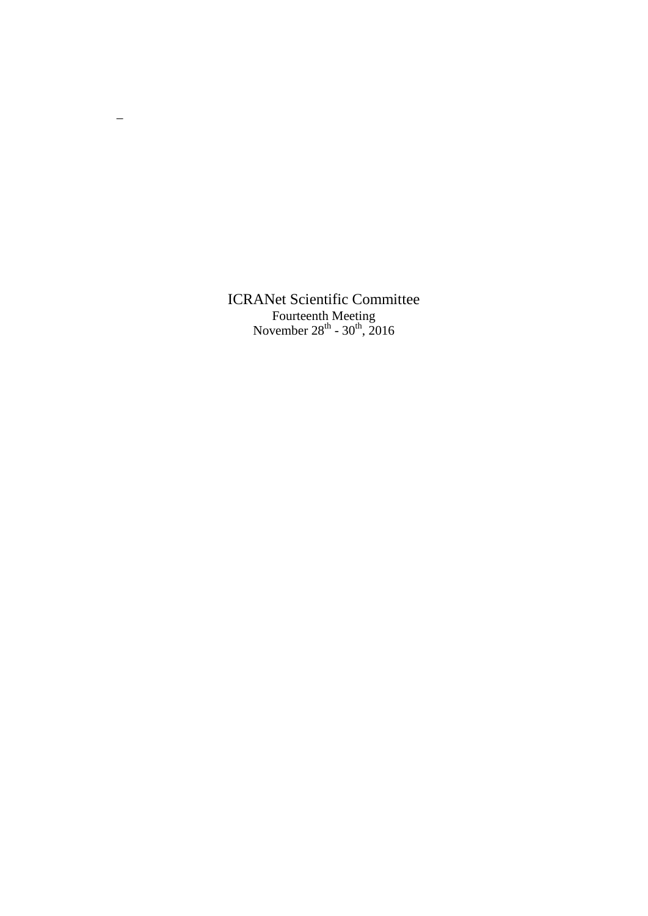–

ICRANet Scientific Committee

Fourteenth Meeting

November 28th - 30th, 2016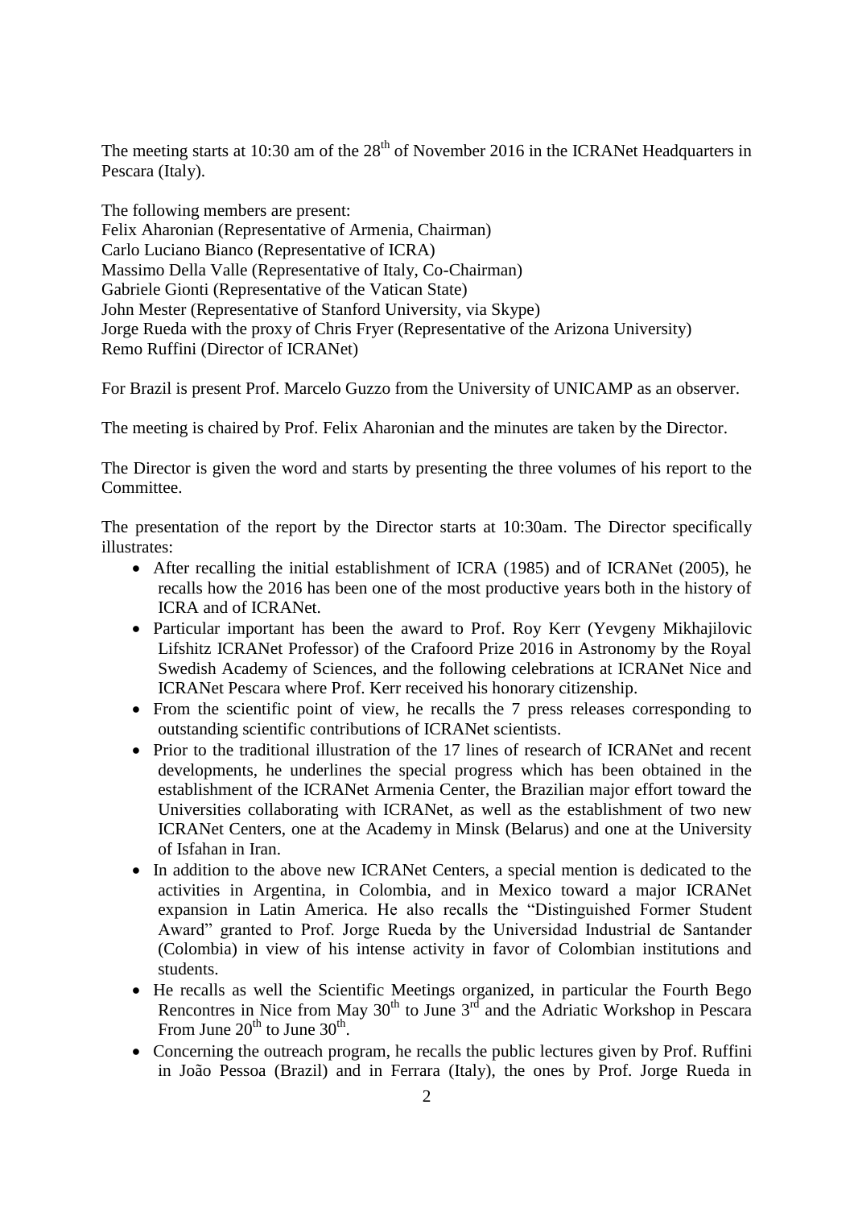The meeting starts at 10:30 am of the 28th of November 2016 in the ICRANet Headquarters in Pescara (Italy).

The following members are present:
Felix Aharonian (Representative of Armenia, Chairman)
Carlo Luciano Bianco (Representative of ICRA)
Massimo Della Valle (Representative of Italy, Co-Chairman)
Gabriele Gionti (Representative of the Vatican State)
John Mester (Representative of Stanford University, via Skype)
Jorge Rueda with the proxy of Chris Fryer (Representative of the Arizona University)
Remo Ruffini (Director of ICRANet)

For Brazil is present Prof. Marcelo Guzzo from the University of UNICAMP as an observer.

The meeting is chaired by Prof. Felix Aharonian and the minutes are taken by the Director.

The Director is given the word and starts by presenting the three volumes of his report to the Committee.

The presentation of the report by the Director starts at 10:30am. The Director specifically illustrates:

- After recalling the initial establishment of ICRA (1985) and of ICRANet (2005), he recalls how the 2016 has been one of the most productive years both in the history of ICRA and of ICRANet.
- Particular important has been the award to Prof. Roy Kerr (Yevgeny Mikhajilovic Lifshitz ICRANet Professor) of the Crafoord Prize 2016 in Astronomy by the Royal Swedish Academy of Sciences, and the following celebrations at ICRANet Nice and ICRANet Pescara where Prof. Kerr received his honorary citizenship.
- From the scientific point of view, he recalls the 7 press releases corresponding to outstanding scientific contributions of ICRANet scientists.
- Prior to the traditional illustration of the 17 lines of research of ICRANet and recent developments, he underlines the special progress which has been obtained in the establishment of the ICRANet Armenia Center, the Brazilian major effort toward the Universities collaborating with ICRANet, as well as the establishment of two new ICRANet Centers, one at the Academy in Minsk (Belarus) and one at the University of Isfahan in Iran.
- In addition to the above new ICRANet Centers, a special mention is dedicated to the activities in Argentina, in Colombia, and in Mexico toward a major ICRANet expansion in Latin America. He also recalls the "Distinguished Former Student Award" granted to Prof. Jorge Rueda by the Universidad Industrial de Santander (Colombia) in view of his intense activity in favor of Colombian institutions and students.
- He recalls as well the Scientific Meetings organized, in particular the Fourth Bego Rencontres in Nice from May 30th to June 3rd and the Adriatic Workshop in Pescara From June 20th to June 30th.
- Concerning the outreach program, he recalls the public lectures given by Prof. Ruffini in João Pessoa (Brazil) and in Ferrara (Italy), the ones by Prof. Jorge Rueda in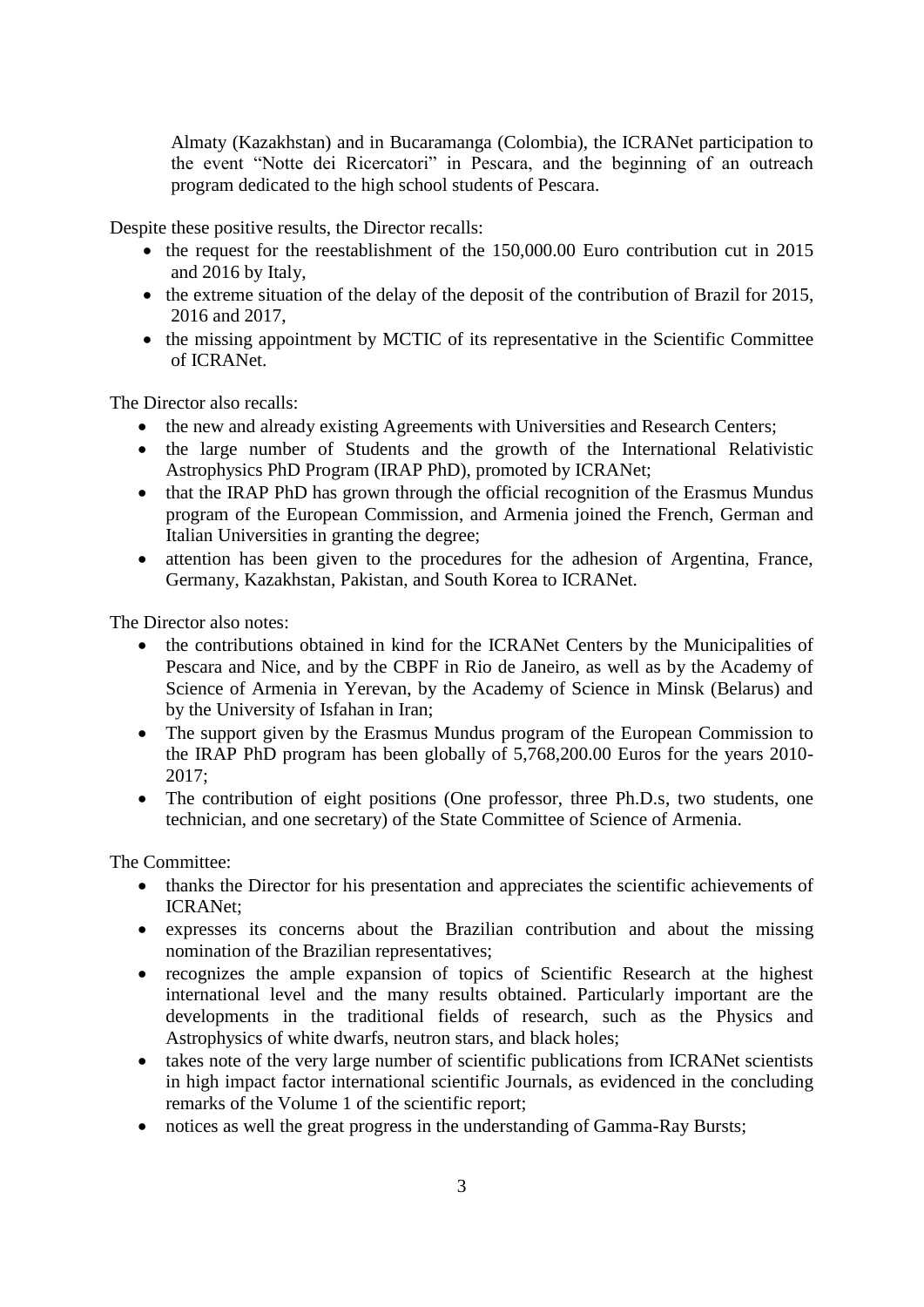Almaty (Kazakhstan) and in Bucaramanga (Colombia), the ICRANet participation to the event "Notte dei Ricercatori" in Pescara, and the beginning of an outreach program dedicated to the high school students of Pescara.

Despite these positive results, the Director recalls:

- the request for the reestablishment of the 150,000.00 Euro contribution cut in 2015 and 2016 by Italy,
- the extreme situation of the delay of the deposit of the contribution of Brazil for 2015, 2016 and 2017,
- the missing appointment by MCTIC of its representative in the Scientific Committee of ICRANet.

The Director also recalls:

- the new and already existing Agreements with Universities and Research Centers;
- the large number of Students and the growth of the International Relativistic Astrophysics PhD Program (IRAP PhD), promoted by ICRANet;
- that the IRAP PhD has grown through the official recognition of the Erasmus Mundus program of the European Commission, and Armenia joined the French, German and Italian Universities in granting the degree;
- attention has been given to the procedures for the adhesion of Argentina, France, Germany, Kazakhstan, Pakistan, and South Korea to ICRANet.

The Director also notes:

- the contributions obtained in kind for the ICRANet Centers by the Municipalities of Pescara and Nice, and by the CBPF in Rio de Janeiro, as well as by the Academy of Science of Armenia in Yerevan, by the Academy of Science in Minsk (Belarus) and by the University of Isfahan in Iran;
- The support given by the Erasmus Mundus program of the European Commission to the IRAP PhD program has been globally of 5,768,200.00 Euros for the years 2010-2017;
- The contribution of eight positions (One professor, three Ph.D.s, two students, one technician, and one secretary) of the State Committee of Science of Armenia.

The Committee:

- thanks the Director for his presentation and appreciates the scientific achievements of ICRANet;
- expresses its concerns about the Brazilian contribution and about the missing nomination of the Brazilian representatives;
- recognizes the ample expansion of topics of Scientific Research at the highest international level and the many results obtained. Particularly important are the developments in the traditional fields of research, such as the Physics and Astrophysics of white dwarfs, neutron stars, and black holes;
- takes note of the very large number of scientific publications from ICRANet scientists in high impact factor international scientific Journals, as evidenced in the concluding remarks of the Volume 1 of the scientific report;
- notices as well the great progress in the understanding of Gamma-Ray Bursts;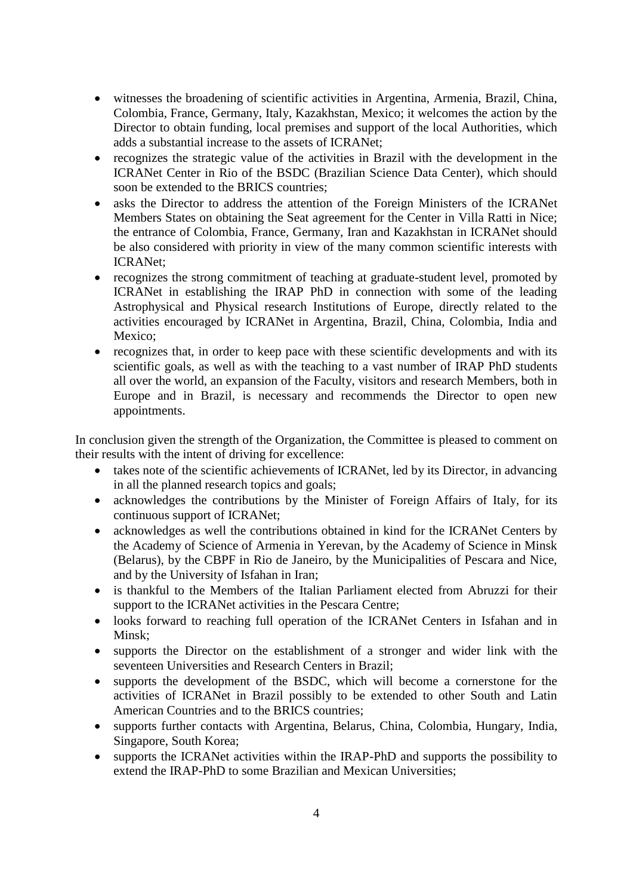- witnesses the broadening of scientific activities in Argentina, Armenia, Brazil, China, Colombia, France, Germany, Italy, Kazakhstan, Mexico; it welcomes the action by the Director to obtain funding, local premises and support of the local Authorities, which adds a substantial increase to the assets of ICRANet;
- recognizes the strategic value of the activities in Brazil with the development in the ICRANet Center in Rio of the BSDC (Brazilian Science Data Center), which should soon be extended to the BRICS countries;
- asks the Director to address the attention of the Foreign Ministers of the ICRANet Members States on obtaining the Seat agreement for the Center in Villa Ratti in Nice; the entrance of Colombia, France, Germany, Iran and Kazakhstan in ICRANet should be also considered with priority in view of the many common scientific interests with ICRANet;
- recognizes the strong commitment of teaching at graduate-student level, promoted by ICRANet in establishing the IRAP PhD in connection with some of the leading Astrophysical and Physical research Institutions of Europe, directly related to the activities encouraged by ICRANet in Argentina, Brazil, China, Colombia, India and Mexico;
- recognizes that, in order to keep pace with these scientific developments and with its scientific goals, as well as with the teaching to a vast number of IRAP PhD students all over the world, an expansion of the Faculty, visitors and research Members, both in Europe and in Brazil, is necessary and recommends the Director to open new appointments.

In conclusion given the strength of the Organization, the Committee is pleased to comment on their results with the intent of driving for excellence:

- takes note of the scientific achievements of ICRANet, led by its Director, in advancing in all the planned research topics and goals;
- acknowledges the contributions by the Minister of Foreign Affairs of Italy, for its continuous support of ICRANet;
- acknowledges as well the contributions obtained in kind for the ICRANet Centers by the Academy of Science of Armenia in Yerevan, by the Academy of Science in Minsk (Belarus), by the CBPF in Rio de Janeiro, by the Municipalities of Pescara and Nice, and by the University of Isfahan in Iran;
- is thankful to the Members of the Italian Parliament elected from Abruzzi for their support to the ICRANet activities in the Pescara Centre;
- looks forward to reaching full operation of the ICRANet Centers in Isfahan and in Minsk;
- supports the Director on the establishment of a stronger and wider link with the seventeen Universities and Research Centers in Brazil;
- supports the development of the BSDC, which will become a cornerstone for the activities of ICRANet in Brazil possibly to be extended to other South and Latin American Countries and to the BRICS countries;
- supports further contacts with Argentina, Belarus, China, Colombia, Hungary, India, Singapore, South Korea;
- supports the ICRANet activities within the IRAP-PhD and supports the possibility to extend the IRAP-PhD to some Brazilian and Mexican Universities;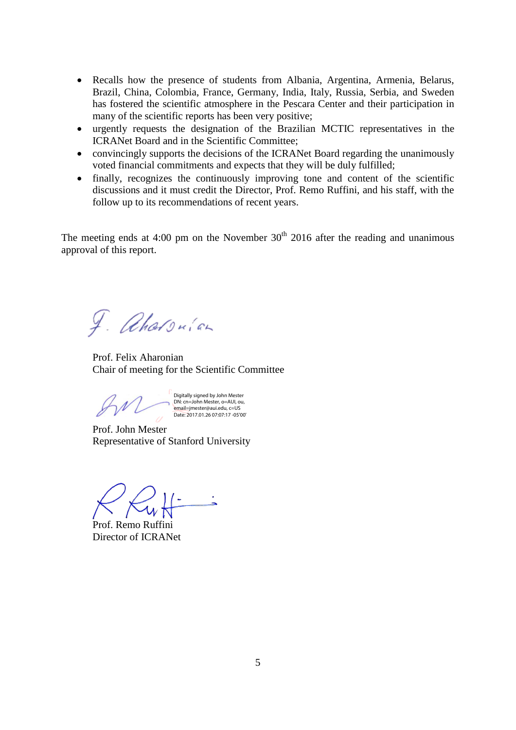- Recalls how the presence of students from Albania, Argentina, Armenia, Belarus, Brazil, China, Colombia, France, Germany, India, Italy, Russia, Serbia, and Sweden has fostered the scientific atmosphere in the Pescara Center and their participation in many of the scientific reports has been very positive;
- urgently requests the designation of the Brazilian MCTIC representatives in the ICRANet Board and in the Scientific Committee;
- convincingly supports the decisions of the ICRANet Board regarding the unanimously voted financial commitments and expects that they will be duly fulfilled;
- finally, recognizes the continuously improving tone and content of the scientific discussions and it must credit the Director, Prof. Remo Ruffini, and his staff, with the follow up to its recommendations of recent years.

The meeting ends at 4:00 pm on the November 30th 2016 after the reading and unanimous approval of this report.

Prof. Felix Aharonian
Chair of meeting for the Scientific Committee

Digitally signed by John Mester
DN: cn=John Mester, o=AUI, ou, email=jmester@aui.edu, c=US
Date: 2017.01.26 07:07:17 -05'00'

Prof. John Mester
Representative of Stanford University

Prof. Remo Ruffini
Director of ICRANet